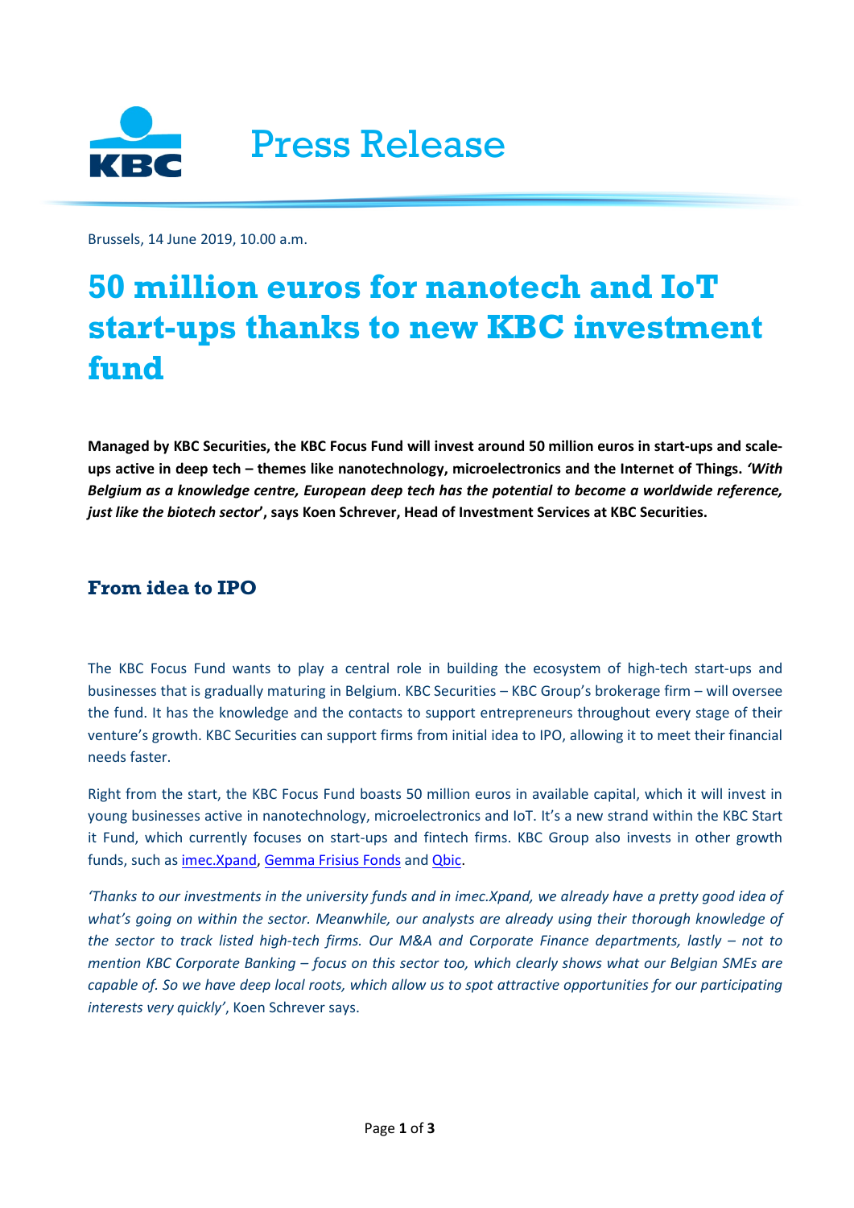Press Release

Brussels, 14 June 2019, 10.00 a.m.

# 50 million euros for nanotech and IoT start-ups thanks to new KBC investment fund

**Managed by KBC Securities, the KBC Focus Fund will invest around 50 million euros in start-ups and scale-ups active in deep tech – themes like nanotechnology, microelectronics and the Internet of Things.** ***'With Belgium as a knowledge centre, European deep tech has the potential to become a worldwide reference, just like the biotech sector'*****, says Koen Schrever, Head of Investment Services at KBC Securities.**

## From idea to IPO

The KBC Focus Fund wants to play a central role in building the ecosystem of high-tech start-ups and businesses that is gradually maturing in Belgium. KBC Securities – KBC Group's brokerage firm – will oversee the fund. It has the knowledge and the contacts to support entrepreneurs throughout every stage of their venture's growth. KBC Securities can support firms from initial idea to IPO, allowing it to meet their financial needs faster.

Right from the start, the KBC Focus Fund boasts 50 million euros in available capital, which it will invest in young businesses active in nanotechnology, microelectronics and IoT. It's a new strand within the KBC Start it Fund, which currently focuses on start-ups and fintech firms. KBC Group also invests in other growth funds, such as imec.Xpand, Gemma Frisius Fonds and Qbic.

*'Thanks to our investments in the university funds and in imec.Xpand, we already have a pretty good idea of what's going on within the sector. Meanwhile, our analysts are already using their thorough knowledge of the sector to track listed high-tech firms. Our M&A and Corporate Finance departments, lastly – not to mention KBC Corporate Banking – focus on this sector too, which clearly shows what our Belgian SMEs are capable of. So we have deep local roots, which allow us to spot attractive opportunities for our participating interests very quickly'*, Koen Schrever says.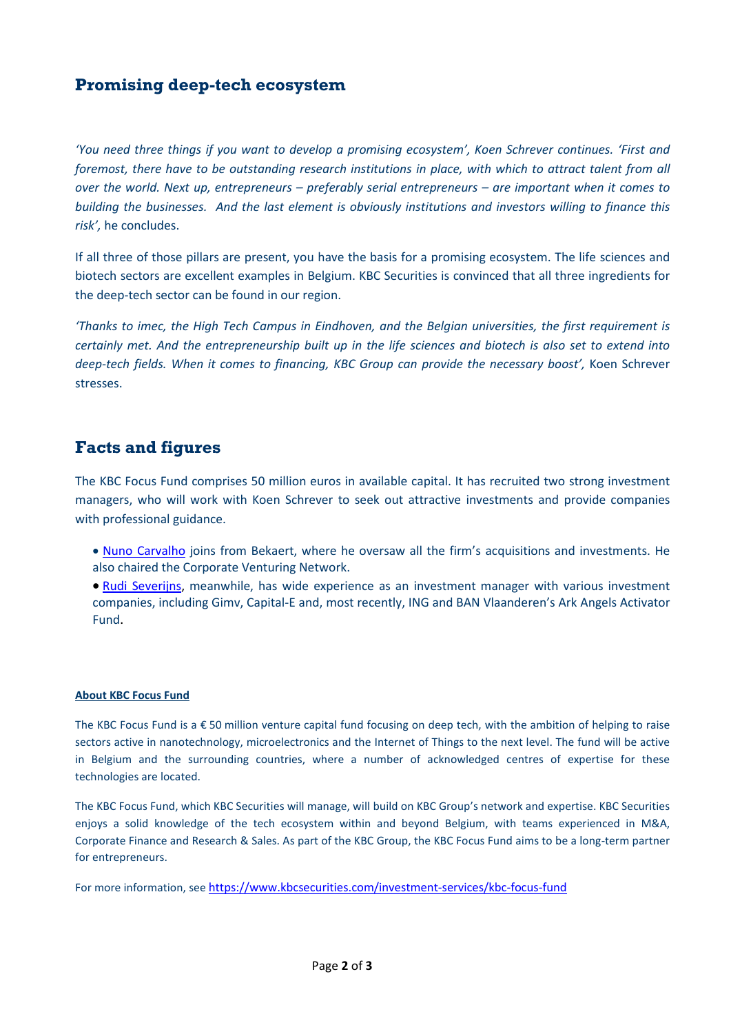## Promising deep-tech ecosystem

*'You need three things if you want to develop a promising ecosystem',* Koen Schrever continues. *'First and foremost, there have to be outstanding research institutions in place, with which to attract talent from all over the world. Next up, entrepreneurs – preferably serial entrepreneurs – are important when it comes to building the businesses. And the last element is obviously institutions and investors willing to finance this risk',* he concludes.

If all three of those pillars are present, you have the basis for a promising ecosystem. The life sciences and biotech sectors are excellent examples in Belgium. KBC Securities is convinced that all three ingredients for the deep-tech sector can be found in our region.

*'Thanks to imec, the High Tech Campus in Eindhoven, and the Belgian universities, the first requirement is certainly met. And the entrepreneurship built up in the life sciences and biotech is also set to extend into deep-tech fields. When it comes to financing, KBC Group can provide the necessary boost',* Koen Schrever stresses.

## Facts and figures

The KBC Focus Fund comprises 50 million euros in available capital. It has recruited two strong investment managers, who will work with Koen Schrever to seek out attractive investments and provide companies with professional guidance.

- Nuno Carvalho joins from Bekaert, where he oversaw all the firm's acquisitions and investments. He also chaired the Corporate Venturing Network.
- Rudi Severijns, meanwhile, has wide experience as an investment manager with various investment companies, including Gimv, Capital-E and, most recently, ING and BAN Vlaanderen's Ark Angels Activator Fund.

**About KBC Focus Fund**

The KBC Focus Fund is a € 50 million venture capital fund focusing on deep tech, with the ambition of helping to raise sectors active in nanotechnology, microelectronics and the Internet of Things to the next level. The fund will be active in Belgium and the surrounding countries, where a number of acknowledged centres of expertise for these technologies are located.

The KBC Focus Fund, which KBC Securities will manage, will build on KBC Group's network and expertise. KBC Securities enjoys a solid knowledge of the tech ecosystem within and beyond Belgium, with teams experienced in M&A, Corporate Finance and Research & Sales. As part of the KBC Group, the KBC Focus Fund aims to be a long-term partner for entrepreneurs.

For more information, see https://www.kbcsecurities.com/investment-services/kbc-focus-fund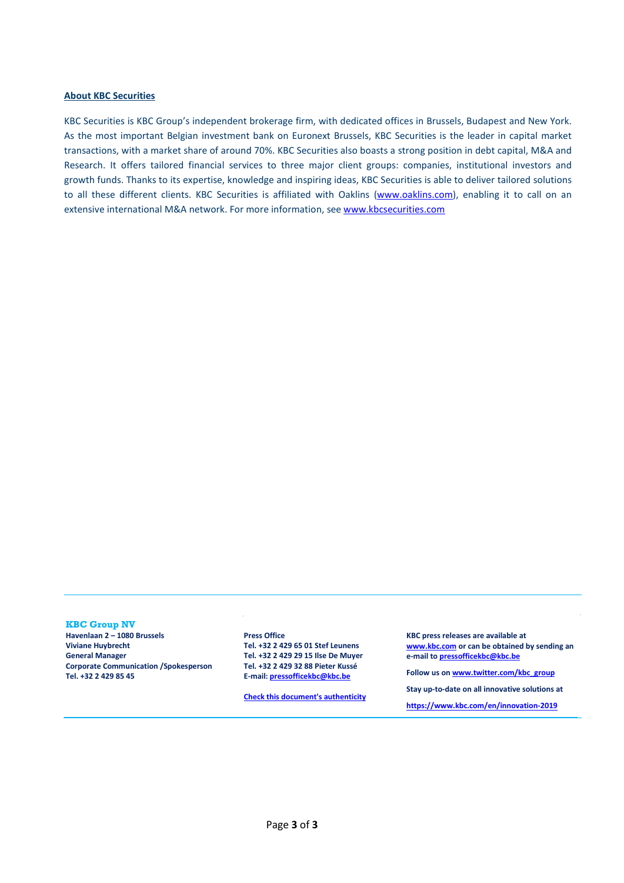**About KBC Securities**

KBC Securities is KBC Group's independent brokerage firm, with dedicated offices in Brussels, Budapest and New York. As the most important Belgian investment bank on Euronext Brussels, KBC Securities is the leader in capital market transactions, with a market share of around 70%. KBC Securities also boasts a strong position in debt capital, M&A and Research. It offers tailored financial services to three major client groups: companies, institutional investors and growth funds. Thanks to its expertise, knowledge and inspiring ideas, KBC Securities is able to deliver tailored solutions to all these different clients. KBC Securities is affiliated with Oaklins (www.oaklins.com), enabling it to call on an extensive international M&A network. For more information, see www.kbcsecurities.com

---

**KBC Group NV**
**Havenlaan 2 – 1080 Brussels**
**Viviane Huybrecht**
**General Manager**
**Corporate Communication /Spokesperson**
**Tel. +32 2 429 85 45**

**Press Office**
**Tel. +32 2 429 65 01 Stef Leunens**
**Tel. +32 2 429 29 15 Ilse De Muyer**
**Tel. +32 2 429 32 88 Pieter Kussé**
**E-mail: pressofficekbc@kbc.be**

**Check this document's authenticity**

**KBC press releases are available at www.kbc.com or can be obtained by sending an e-mail to pressofficekbc@kbc.be**

**Follow us on www.twitter.com/kbc_group**

**Stay up-to-date on all innovative solutions at**

**https://www.kbc.com/en/innovation-2019**